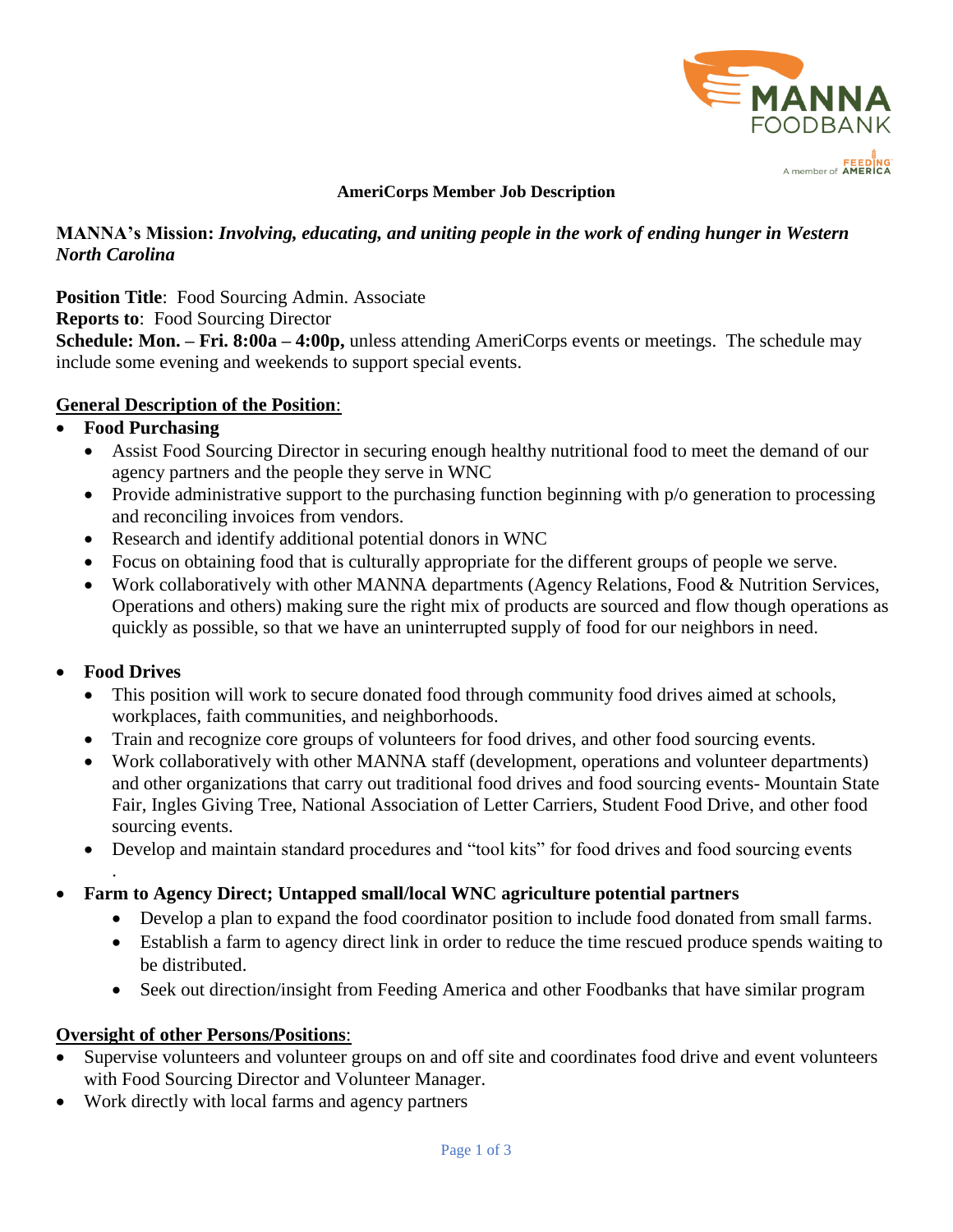**AmeriCorps Member Job Description**

**MANNA's Mission:** ***Involving, educating, and uniting people in the work of ending hunger in Western North Carolina***

**Position Title**: Food Sourcing Admin. Associate
**Reports to**: Food Sourcing Director
**Schedule: Mon. – Fri. 8:00a – 4:00p,** unless attending AmeriCorps events or meetings. The schedule may include some evening and weekends to support special events.

**General Description of the Position**:

- **Food Purchasing**
  - Assist Food Sourcing Director in securing enough healthy nutritional food to meet the demand of our agency partners and the people they serve in WNC
  - Provide administrative support to the purchasing function beginning with p/o generation to processing and reconciling invoices from vendors.
  - Research and identify additional potential donors in WNC
  - Focus on obtaining food that is culturally appropriate for the different groups of people we serve.
  - Work collaboratively with other MANNA departments (Agency Relations, Food & Nutrition Services, Operations and others) making sure the right mix of products are sourced and flow though operations as quickly as possible, so that we have an uninterrupted supply of food for our neighbors in need.

- **Food Drives**
  - This position will work to secure donated food through community food drives aimed at schools, workplaces, faith communities, and neighborhoods.
  - Train and recognize core groups of volunteers for food drives, and other food sourcing events.
  - Work collaboratively with other MANNA staff (development, operations and volunteer departments) and other organizations that carry out traditional food drives and food sourcing events- Mountain State Fair, Ingles Giving Tree, National Association of Letter Carriers, Student Food Drive, and other food sourcing events.
  - Develop and maintain standard procedures and "tool kits" for food drives and food sourcing events.

- **Farm to Agency Direct; Untapped small/local WNC agriculture potential partners**
  - Develop a plan to expand the food coordinator position to include food donated from small farms.
  - Establish a farm to agency direct link in order to reduce the time rescued produce spends waiting to be distributed.
  - Seek out direction/insight from Feeding America and other Foodbanks that have similar program

**Oversight of other Persons/Positions**:

- Supervise volunteers and volunteer groups on and off site and coordinates food drive and event volunteers with Food Sourcing Director and Volunteer Manager.
- Work directly with local farms and agency partners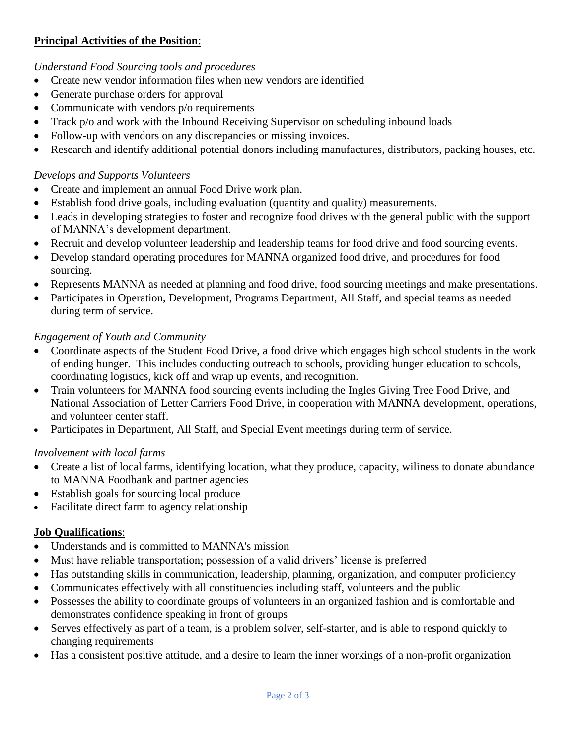**Principal Activities of the Position**:

*Understand Food Sourcing tools and procedures*

- Create new vendor information files when new vendors are identified
- Generate purchase orders for approval
- Communicate with vendors p/o requirements
- Track p/o and work with the Inbound Receiving Supervisor on scheduling inbound loads
- Follow-up with vendors on any discrepancies or missing invoices.
- Research and identify additional potential donors including manufactures, distributors, packing houses, etc.

*Develops and Supports Volunteers*

- Create and implement an annual Food Drive work plan.
- Establish food drive goals, including evaluation (quantity and quality) measurements.
- Leads in developing strategies to foster and recognize food drives with the general public with the support of MANNA's development department.
- Recruit and develop volunteer leadership and leadership teams for food drive and food sourcing events.
- Develop standard operating procedures for MANNA organized food drive, and procedures for food sourcing.
- Represents MANNA as needed at planning and food drive, food sourcing meetings and make presentations.
- Participates in Operation, Development, Programs Department, All Staff, and special teams as needed during term of service.

*Engagement of Youth and Community*

- Coordinate aspects of the Student Food Drive, a food drive which engages high school students in the work of ending hunger. This includes conducting outreach to schools, providing hunger education to schools, coordinating logistics, kick off and wrap up events, and recognition.
- Train volunteers for MANNA food sourcing events including the Ingles Giving Tree Food Drive, and National Association of Letter Carriers Food Drive, in cooperation with MANNA development, operations, and volunteer center staff.
- Participates in Department, All Staff, and Special Event meetings during term of service.

*Involvement with local farms*

- Create a list of local farms, identifying location, what they produce, capacity, wiliness to donate abundance to MANNA Foodbank and partner agencies
- Establish goals for sourcing local produce
- Facilitate direct farm to agency relationship

**Job Qualifications**:

- Understands and is committed to MANNA's mission
- Must have reliable transportation; possession of a valid drivers' license is preferred
- Has outstanding skills in communication, leadership, planning, organization, and computer proficiency
- Communicates effectively with all constituencies including staff, volunteers and the public
- Possesses the ability to coordinate groups of volunteers in an organized fashion and is comfortable and demonstrates confidence speaking in front of groups
- Serves effectively as part of a team, is a problem solver, self-starter, and is able to respond quickly to changing requirements
- Has a consistent positive attitude, and a desire to learn the inner workings of a non-profit organization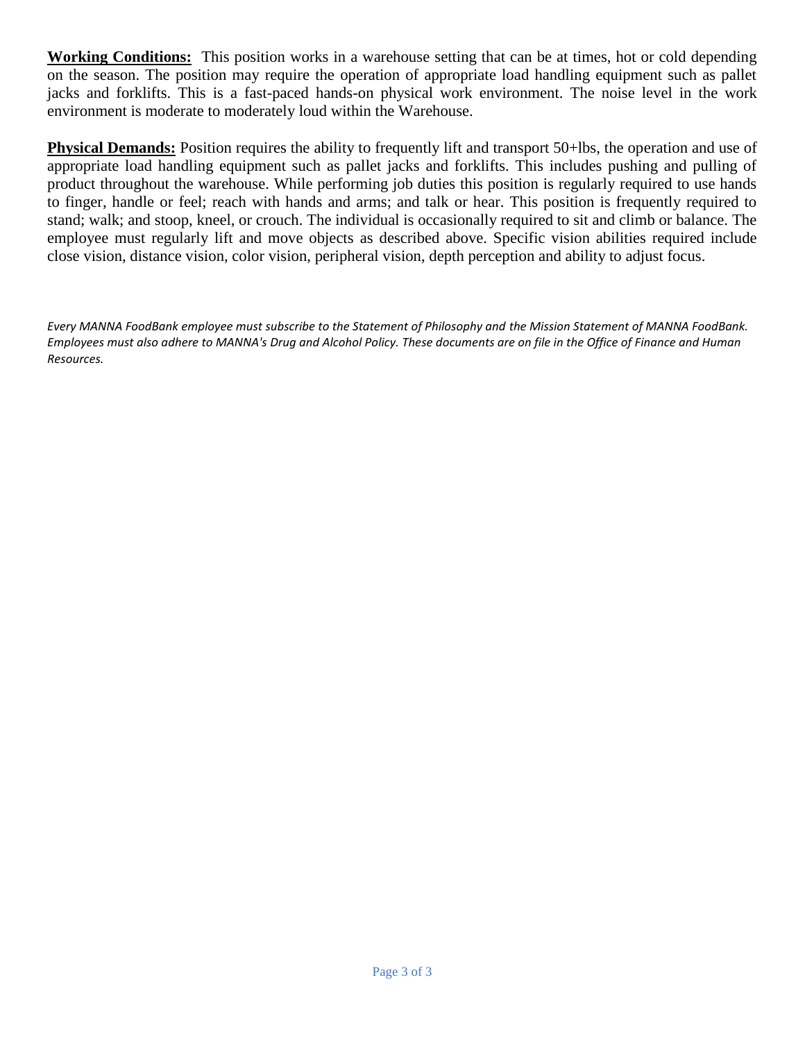**Working Conditions:** This position works in a warehouse setting that can be at times, hot or cold depending on the season. The position may require the operation of appropriate load handling equipment such as pallet jacks and forklifts. This is a fast-paced hands-on physical work environment. The noise level in the work environment is moderate to moderately loud within the Warehouse.

**Physical Demands:** Position requires the ability to frequently lift and transport 50+lbs, the operation and use of appropriate load handling equipment such as pallet jacks and forklifts. This includes pushing and pulling of product throughout the warehouse. While performing job duties this position is regularly required to use hands to finger, handle or feel; reach with hands and arms; and talk or hear. This position is frequently required to stand; walk; and stoop, kneel, or crouch. The individual is occasionally required to sit and climb or balance. The employee must regularly lift and move objects as described above. Specific vision abilities required include close vision, distance vision, color vision, peripheral vision, depth perception and ability to adjust focus.

*Every MANNA FoodBank employee must subscribe to the Statement of Philosophy and the Mission Statement of MANNA FoodBank. Employees must also adhere to MANNA's Drug and Alcohol Policy. These documents are on file in the Office of Finance and Human Resources.*